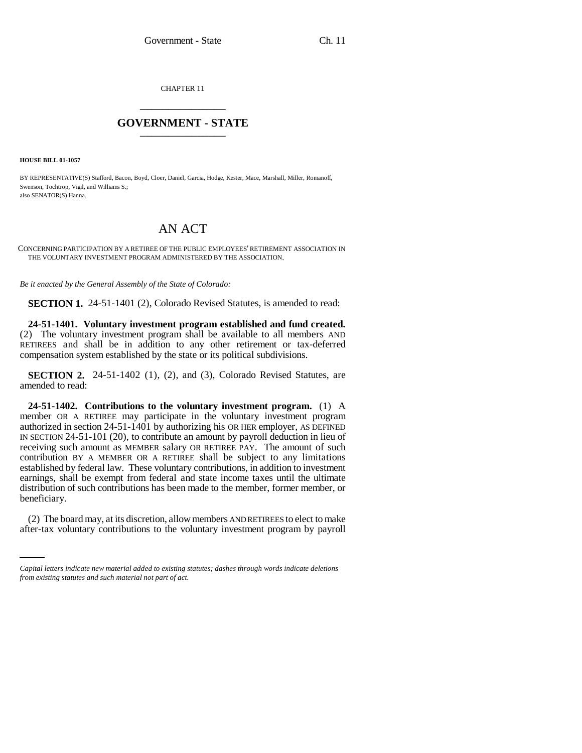CHAPTER 11

# GOVERNMENT - STATE

**HOUSE BILL 01-1057**

BY REPRESENTATIVE(S) Stafford, Bacon, Boyd, Cloer, Daniel, Garcia, Hodge, Kester, Mace, Marshall, Miller, Romanoff, Swenson, Tochtrop, Vigil, and Williams S.;
also SENATOR(S) Hanna.

# AN ACT

CONCERNING PARTICIPATION BY A RETIREE OF THE PUBLIC EMPLOYEES' RETIREMENT ASSOCIATION IN THE VOLUNTARY INVESTMENT PROGRAM ADMINISTERED BY THE ASSOCIATION.

*Be it enacted by the General Assembly of the State of Colorado:*

**SECTION 1.** 24-51-1401 (2), Colorado Revised Statutes, is amended to read:

**24-51-1401. Voluntary investment program established and fund created.** (2) The voluntary investment program shall be available to all members AND RETIREES and shall be in addition to any other retirement or tax-deferred compensation system established by the state or its political subdivisions.

**SECTION 2.** 24-51-1402 (1), (2), and (3), Colorado Revised Statutes, are amended to read:

**24-51-1402. Contributions to the voluntary investment program.** (1) A member OR A RETIREE may participate in the voluntary investment program authorized in section 24-51-1401 by authorizing his OR HER employer, AS DEFINED IN SECTION 24-51-101 (20), to contribute an amount by payroll deduction in lieu of receiving such amount as MEMBER salary OR RETIREE PAY. The amount of such contribution BY A MEMBER OR A RETIREE shall be subject to any limitations established by federal law. These voluntary contributions, in addition to investment earnings, shall be exempt from federal and state income taxes until the ultimate distribution of such contributions has been made to the member, former member, or beneficiary.

(2) The board may, at its discretion, allow members AND RETIREES to elect to make after-tax voluntary contributions to the voluntary investment program by payroll

*Capital letters indicate new material added to existing statutes; dashes through words indicate deletions from existing statutes and such material not part of act.*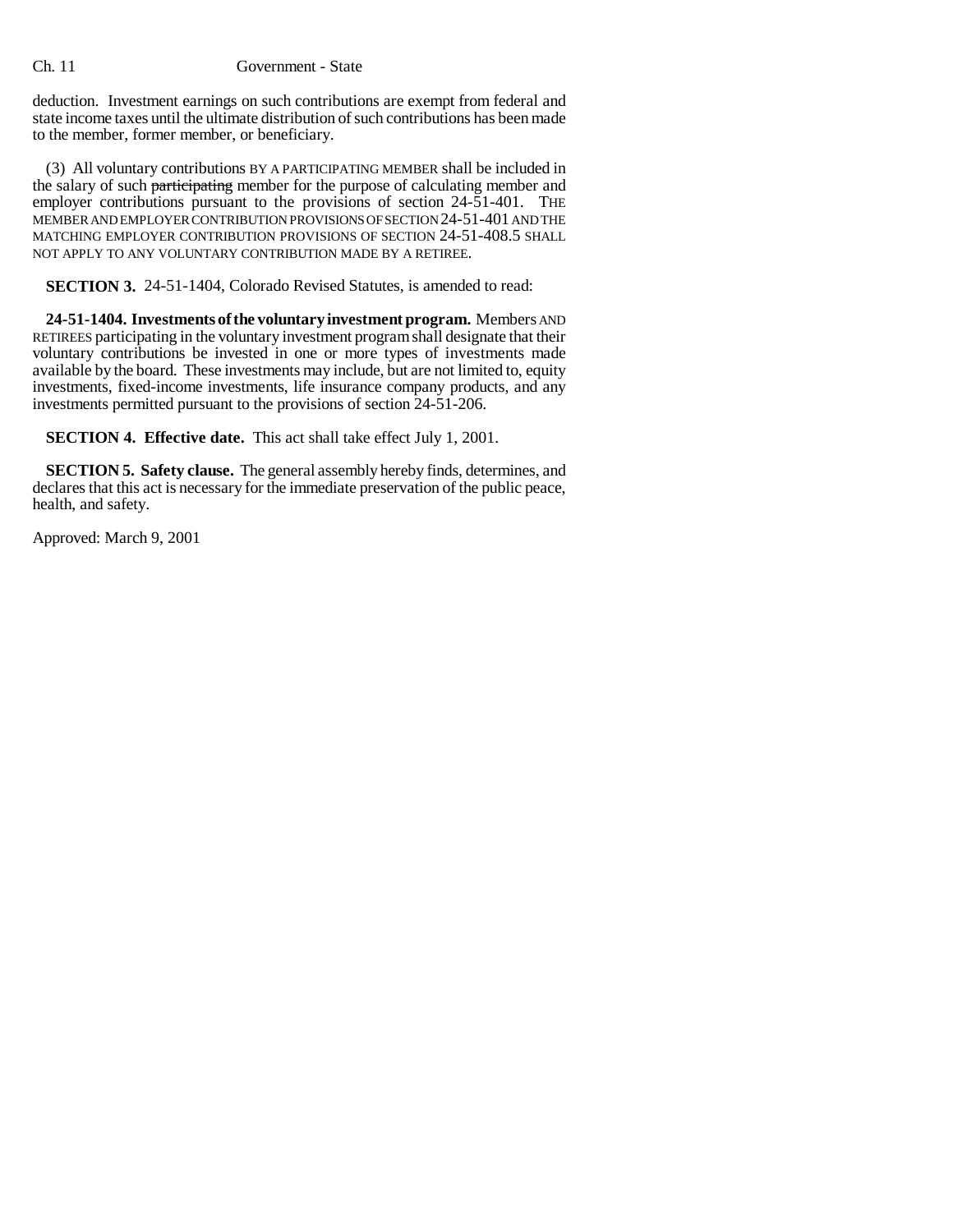deduction. Investment earnings on such contributions are exempt from federal and state income taxes until the ultimate distribution of such contributions has been made to the member, former member, or beneficiary.

(3) All voluntary contributions BY A PARTICIPATING MEMBER shall be included in the salary of such ~~participating~~ member for the purpose of calculating member and employer contributions pursuant to the provisions of section 24-51-401. THE MEMBER AND EMPLOYER CONTRIBUTION PROVISIONS OF SECTION 24-51-401 AND THE MATCHING EMPLOYER CONTRIBUTION PROVISIONS OF SECTION 24-51-408.5 SHALL NOT APPLY TO ANY VOLUNTARY CONTRIBUTION MADE BY A RETIREE.

**SECTION 3.** 24-51-1404, Colorado Revised Statutes, is amended to read:

**24-51-1404. Investments of the voluntary investment program.** Members AND RETIREES participating in the voluntary investment program shall designate that their voluntary contributions be invested in one or more types of investments made available by the board. These investments may include, but are not limited to, equity investments, fixed-income investments, life insurance company products, and any investments permitted pursuant to the provisions of section 24-51-206.

**SECTION 4. Effective date.** This act shall take effect July 1, 2001.

**SECTION 5. Safety clause.** The general assembly hereby finds, determines, and declares that this act is necessary for the immediate preservation of the public peace, health, and safety.

Approved: March 9, 2001